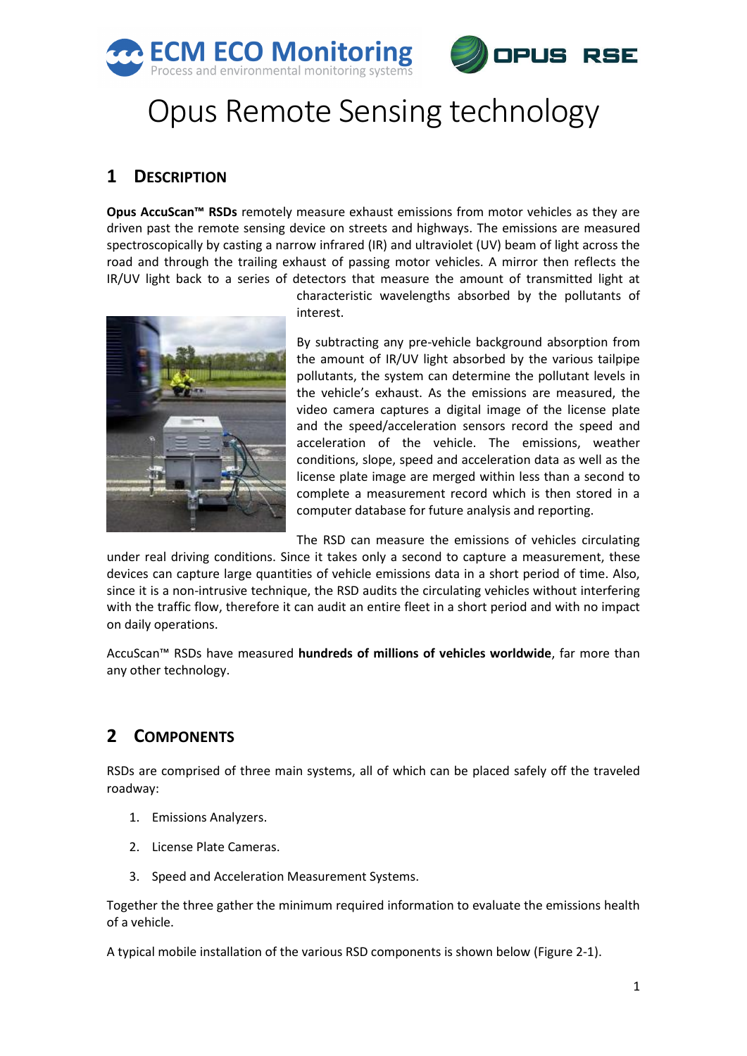# Opus Remote Sensing technology

## 1 DESCRIPTION

**Opus AccuScan™ RSDs** remotely measure exhaust emissions from motor vehicles as they are driven past the remote sensing device on streets and highways. The emissions are measured spectroscopically by casting a narrow infrared (IR) and ultraviolet (UV) beam of light across the road and through the trailing exhaust of passing motor vehicles. A mirror then reflects the IR/UV light back to a series of detectors that measure the amount of transmitted light at characteristic wavelengths absorbed by the pollutants of interest.

By subtracting any pre-vehicle background absorption from the amount of IR/UV light absorbed by the various tailpipe pollutants, the system can determine the pollutant levels in the vehicle's exhaust. As the emissions are measured, the video camera captures a digital image of the license plate and the speed/acceleration sensors record the speed and acceleration of the vehicle. The emissions, weather conditions, slope, speed and acceleration data as well as the license plate image are merged within less than a second to complete a measurement record which is then stored in a computer database for future analysis and reporting.

The RSD can measure the emissions of vehicles circulating under real driving conditions. Since it takes only a second to capture a measurement, these devices can capture large quantities of vehicle emissions data in a short period of time. Also, since it is a non-intrusive technique, the RSD audits the circulating vehicles without interfering with the traffic flow, therefore it can audit an entire fleet in a short period and with no impact on daily operations.

AccuScan™ RSDs have measured **hundreds of millions of vehicles worldwide**, far more than any other technology.

## 2 COMPONENTS

RSDs are comprised of three main systems, all of which can be placed safely off the traveled roadway:

1. Emissions Analyzers.
2. License Plate Cameras.
3. Speed and Acceleration Measurement Systems.

Together the three gather the minimum required information to evaluate the emissions health of a vehicle.

A typical mobile installation of the various RSD components is shown below (Figure 2-1).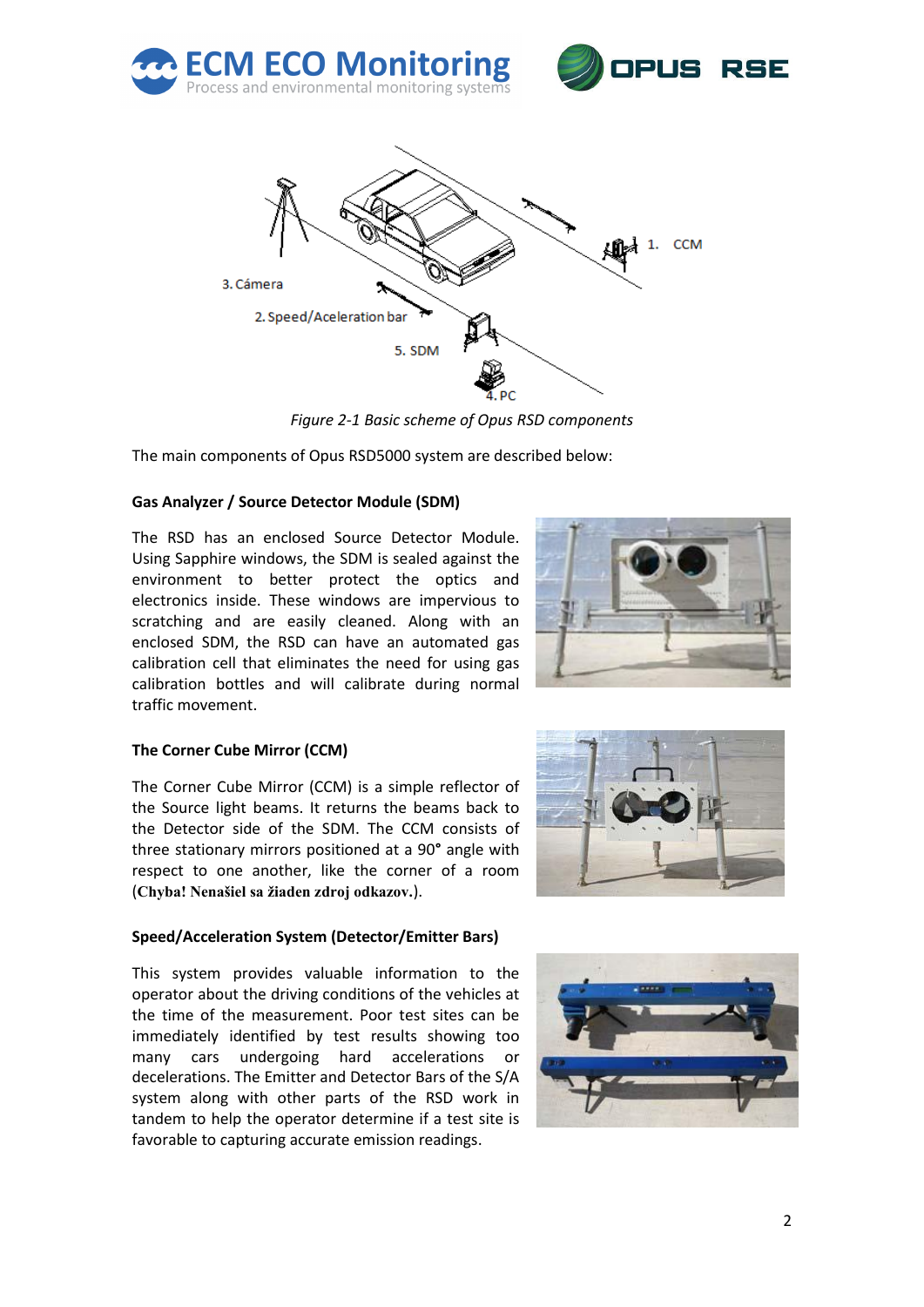*Figure 2-1 Basic scheme of Opus RSD components*

The main components of Opus RSD5000 system are described below:

#### Gas Analyzer / Source Detector Module (SDM)

The RSD has an enclosed Source Detector Module. Using Sapphire windows, the SDM is sealed against the environment to better protect the optics and electronics inside. These windows are impervious to scratching and are easily cleaned. Along with an enclosed SDM, the RSD can have an automated gas calibration cell that eliminates the need for using gas calibration bottles and will calibrate during normal traffic movement.

#### The Corner Cube Mirror (CCM)

The Corner Cube Mirror (CCM) is a simple reflector of the Source light beams. It returns the beams back to the Detector side of the SDM. The CCM consists of three stationary mirrors positioned at a 90° angle with respect to one another, like the corner of a room (**Chyba! Nenašiel sa žiaden zdroj odkazov.**).

#### Speed/Acceleration System (Detector/Emitter Bars)

This system provides valuable information to the operator about the driving conditions of the vehicles at the time of the measurement. Poor test sites can be immediately identified by test results showing too many cars undergoing hard accelerations or decelerations. The Emitter and Detector Bars of the S/A system along with other parts of the RSD work in tandem to help the operator determine if a test site is favorable to capturing accurate emission readings.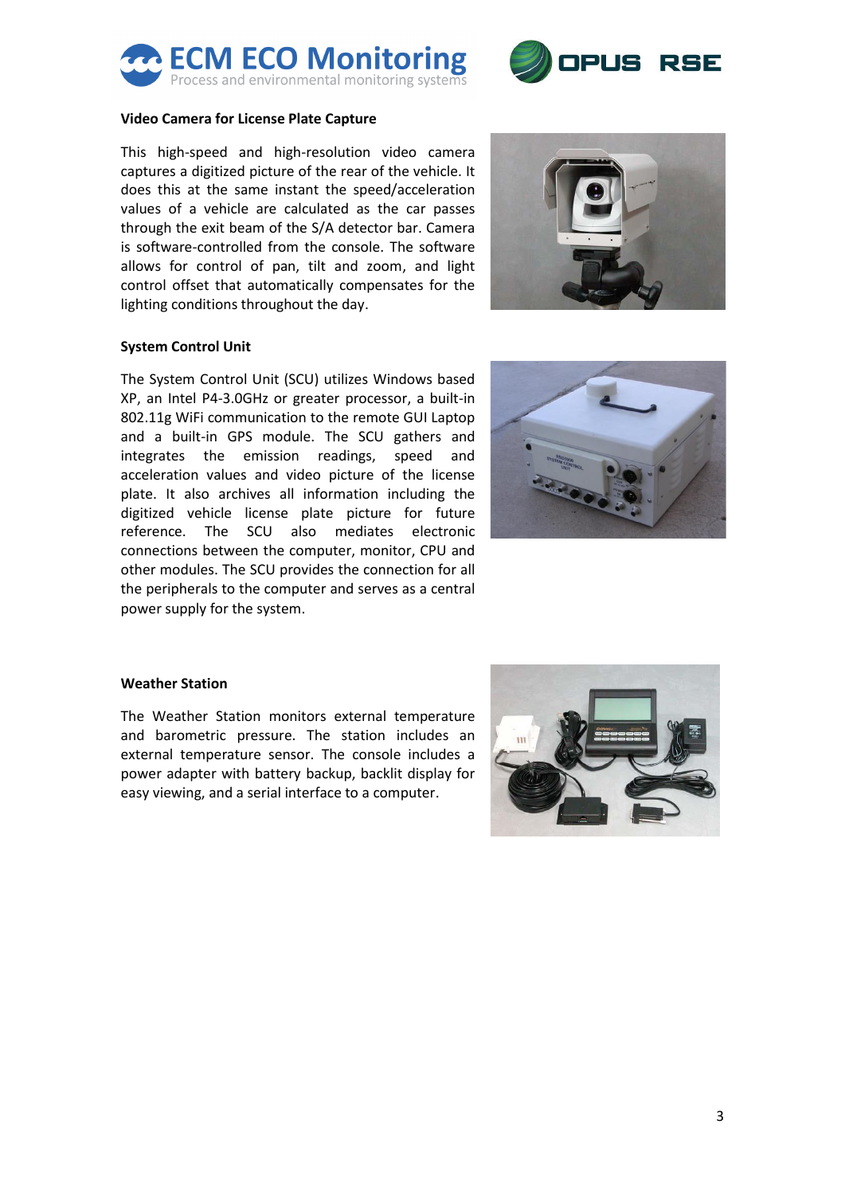### Video Camera for License Plate Capture

This high-speed and high-resolution video camera captures a digitized picture of the rear of the vehicle. It does this at the same instant the speed/acceleration values of a vehicle are calculated as the car passes through the exit beam of the S/A detector bar. Camera is software-controlled from the console. The software allows for control of pan, tilt and zoom, and light control offset that automatically compensates for the lighting conditions throughout the day.

### System Control Unit

The System Control Unit (SCU) utilizes Windows based XP, an Intel P4-3.0GHz or greater processor, a built-in 802.11g WiFi communication to the remote GUI Laptop and a built-in GPS module. The SCU gathers and integrates the emission readings, speed and acceleration values and video picture of the license plate. It also archives all information including the digitized vehicle license plate picture for future reference. The SCU also mediates electronic connections between the computer, monitor, CPU and other modules. The SCU provides the connection for all the peripherals to the computer and serves as a central power supply for the system.

### Weather Station

The Weather Station monitors external temperature and barometric pressure. The station includes an external temperature sensor. The console includes a power adapter with battery backup, backlit display for easy viewing, and a serial interface to a computer.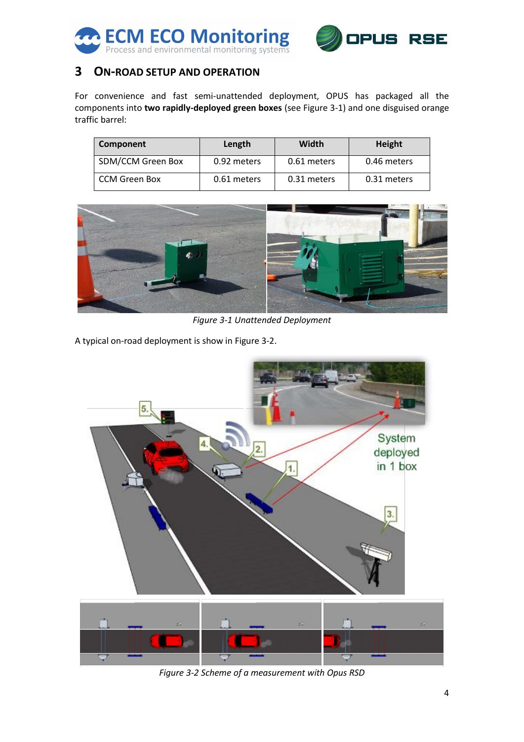## 3 ON-ROAD SETUP AND OPERATION

For convenience and fast semi-unattended deployment, OPUS has packaged all the components into **two rapidly-deployed green boxes** (see Figure 3-1) and one disguised orange traffic barrel:

| Component | Length | Width | Height |
|---|---|---|---|
| SDM/CCM Green Box | 0.92 meters | 0.61 meters | 0.46 meters |
| CCM Green Box | 0.61 meters | 0.31 meters | 0.31 meters |

*Figure 3-1 Unattended Deployment*

A typical on-road deployment is show in Figure 3-2.

*Figure 3-2 Scheme of a measurement with Opus RSD*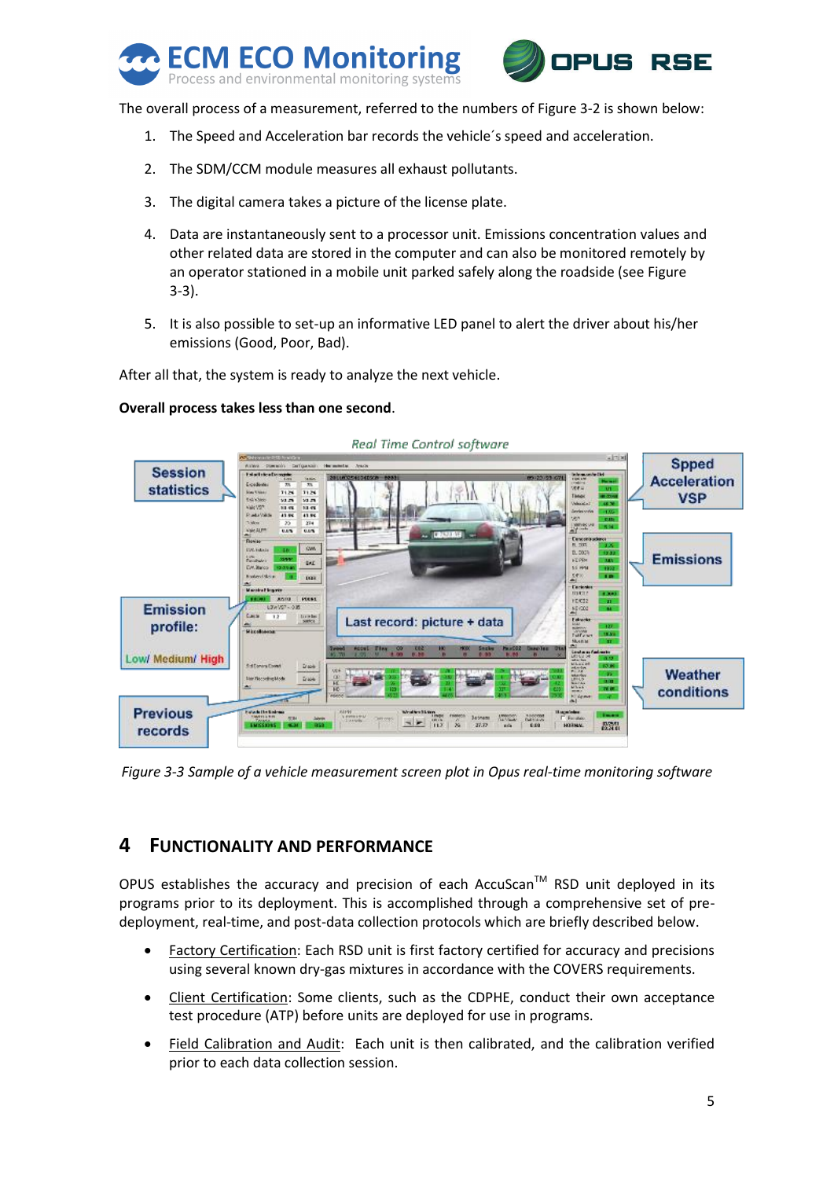The overall process of a measurement, referred to the numbers of Figure 3-2 is shown below:

1. The Speed and Acceleration bar records the vehicle´s speed and acceleration.
2. The SDM/CCM module measures all exhaust pollutants.
3. The digital camera takes a picture of the license plate.
4. Data are instantaneously sent to a processor unit. Emissions concentration values and other related data are stored in the computer and can also be monitored remotely by an operator stationed in a mobile unit parked safely along the roadside (see Figure 3-3).
5. It is also possible to set-up an informative LED panel to alert the driver about his/her emissions (Good, Poor, Bad).

After all that, the system is ready to analyze the next vehicle.

**Overall process takes less than one second**.

*Figure 3-3 Sample of a vehicle measurement screen plot in Opus real-time monitoring software*

# 4 FUNCTIONALITY AND PERFORMANCE

OPUS establishes the accuracy and precision of each AccuScan™ RSD unit deployed in its programs prior to its deployment. This is accomplished through a comprehensive set of pre-deployment, real-time, and post-data collection protocols which are briefly described below.

- Factory Certification: Each RSD unit is first factory certified for accuracy and precisions using several known dry-gas mixtures in accordance with the COVERS requirements.
- Client Certification: Some clients, such as the CDPHE, conduct their own acceptance test procedure (ATP) before units are deployed for use in programs.
- Field Calibration and Audit: Each unit is then calibrated, and the calibration verified prior to each data collection session.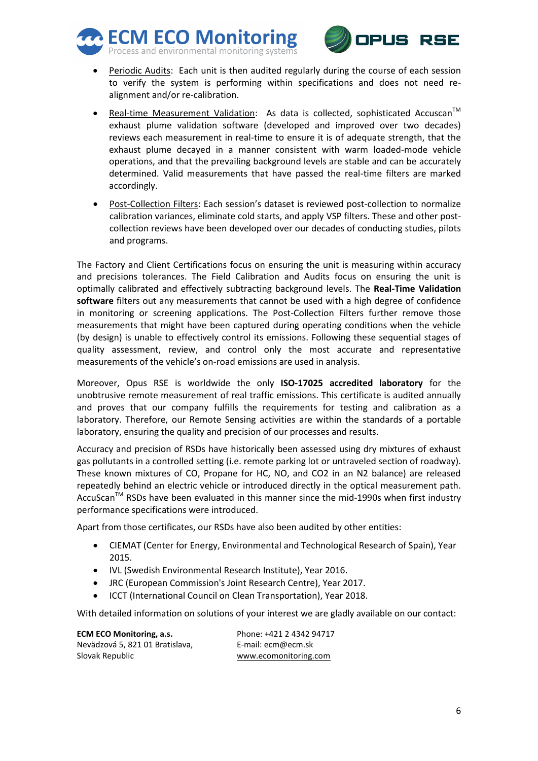- Periodic Audits: Each unit is then audited regularly during the course of each session to verify the system is performing within specifications and does not need re-alignment and/or re-calibration.
- Real-time Measurement Validation: As data is collected, sophisticated Accuscan™ exhaust plume validation software (developed and improved over two decades) reviews each measurement in real-time to ensure it is of adequate strength, that the exhaust plume decayed in a manner consistent with warm loaded-mode vehicle operations, and that the prevailing background levels are stable and can be accurately determined. Valid measurements that have passed the real-time filters are marked accordingly.
- Post-Collection Filters: Each session's dataset is reviewed post-collection to normalize calibration variances, eliminate cold starts, and apply VSP filters. These and other post-collection reviews have been developed over our decades of conducting studies, pilots and programs.

The Factory and Client Certifications focus on ensuring the unit is measuring within accuracy and precisions tolerances. The Field Calibration and Audits focus on ensuring the unit is optimally calibrated and effectively subtracting background levels. The **Real-Time Validation software** filters out any measurements that cannot be used with a high degree of confidence in monitoring or screening applications. The Post-Collection Filters further remove those measurements that might have been captured during operating conditions when the vehicle (by design) is unable to effectively control its emissions. Following these sequential stages of quality assessment, review, and control only the most accurate and representative measurements of the vehicle's on-road emissions are used in analysis.

Moreover, Opus RSE is worldwide the only **ISO-17025 accredited laboratory** for the unobtrusive remote measurement of real traffic emissions. This certificate is audited annually and proves that our company fulfills the requirements for testing and calibration as a laboratory. Therefore, our Remote Sensing activities are within the standards of a portable laboratory, ensuring the quality and precision of our processes and results.

Accuracy and precision of RSDs have historically been assessed using dry mixtures of exhaust gas pollutants in a controlled setting (i.e. remote parking lot or untraveled section of roadway). These known mixtures of CO, Propane for HC, NO, and $CO_2$ in an $N_2$ balance) are released repeatedly behind an electric vehicle or introduced directly in the optical measurement path. AccuScan™ RSDs have been evaluated in this manner since the mid-1990s when first industry performance specifications were introduced.

Apart from those certificates, our RSDs have also been audited by other entities:

- CIEMAT (Center for Energy, Environmental and Technological Research of Spain), Year 2015.
- IVL (Swedish Environmental Research Institute), Year 2016.
- JRC (European Commission's Joint Research Centre), Year 2017.
- ICCT (International Council on Clean Transportation), Year 2018.

With detailed information on solutions of your interest we are gladly available on our contact:

**ECM ECO Monitoring, a.s.**
Nevädzová 5, 821 01 Bratislava,
Slovak Republic

Phone: +421 2 4342 94717
E-mail: ecm@ecm.sk
www.ecomonitoring.com